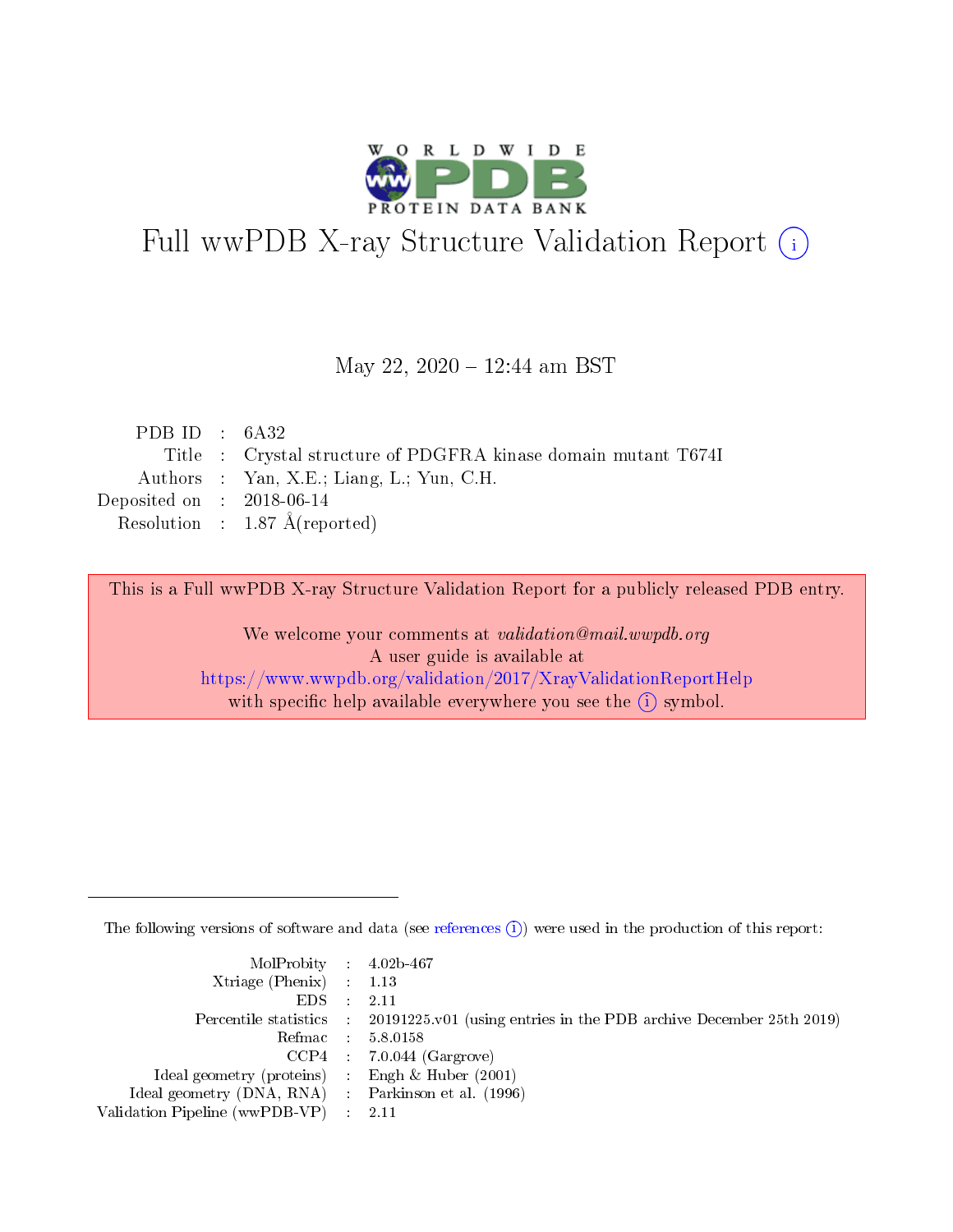# Full wwPDB X-ray Structure Validation Report (i)

May 22, 2020 – 12:44 am BST

| | | |
|---|---|---|
| PDB ID | : | 6A32 |
| Title | : | Crystal structure of PDGFRA kinase domain mutant T674I |
| Authors | : | Yan, X.E.; Liang, L.; Yun, C.H. |
| Deposited on | : | 2018-06-14 |
| Resolution | : | 1.87 Å(reported) |

This is a Full wwPDB X-ray Structure Validation Report for a publicly released PDB entry.

We welcome your comments at *validation@mail.wwpdb.org*
A user guide is available at
https://www.wwpdb.org/validation/2017/XrayValidationReportHelp
with specific help available everywhere you see the (i) symbol.

---

The following versions of software and data (see references (i)) were used in the production of this report:

| | | |
|---|---|---|
| MolProbity | : | 4.02b-467 |
| Xtriage (Phenix) | : | 1.13 |
| EDS | : | 2.11 |
| Percentile statistics | : | 20191225.v01 (using entries in the PDB archive December 25th 2019) |
| Refmac | : | 5.8.0158 |
| CCP4 | : | 7.0.044 (Gargrove) |
| Ideal geometry (proteins) | : | Engh & Huber (2001) |
| Ideal geometry (DNA, RNA) | : | Parkinson et al. (1996) |
| Validation Pipeline (wwPDB-VP) | : | 2.11 |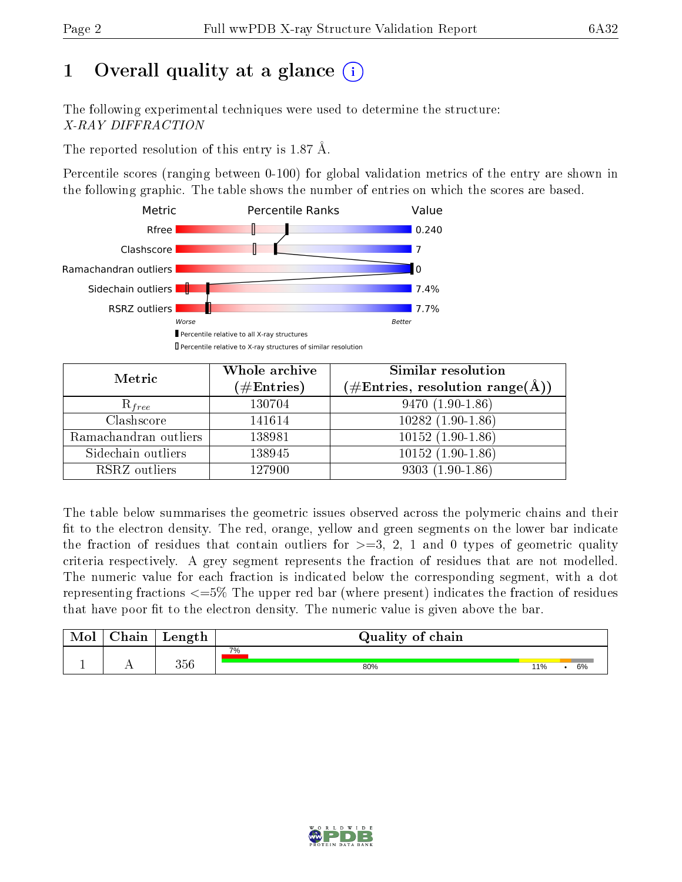# 1 Overall quality at a glance

The following experimental techniques were used to determine the structure:
*X-RAY DIFFRACTION*

The reported resolution of this entry is 1.87 Å.

Percentile scores (ranging between 0-100) for global validation metrics of the entry are shown in the following graphic. The table shows the number of entries on which the scores are based.

| Metric | Value |
|---|---|
| Rfree | 0.240 |
| Clashscore | 7 |
| Ramachandran outliers | 0 |
| Sidechain outliers | 7.4% |
| RSRZ outliers | 7.7% |

Worse — Better

▮ Percentile relative to all X-ray structures
▯ Percentile relative to X-ray structures of similar resolution

| Metric | Whole archive (#Entries) | Similar resolution (#Entries, resolution range(Å)) |
|---|---|---|
| $R_{free}$ | 130704 | 9470 (1.90-1.86) |
| Clashscore | 141614 | 10282 (1.90-1.86) |
| Ramachandran outliers | 138981 | 10152 (1.90-1.86) |
| Sidechain outliers | 138945 | 10152 (1.90-1.86) |
| RSRZ outliers | 127900 | 9303 (1.90-1.86) |

The table below summarises the geometric issues observed across the polymeric chains and their fit to the electron density. The red, orange, yellow and green segments on the lower bar indicate the fraction of residues that contain outliers for >=3, 2, 1 and 0 types of geometric quality criteria respectively. A grey segment represents the fraction of residues that are not modelled. The numeric value for each fraction is indicated below the corresponding segment, with a dot representing fractions <=5% The upper red bar (where present) indicates the fraction of residues that have poor fit to the electron density. The numeric value is given above the bar.

| Mol | Chain | Length | Quality of chain |
|---|---|---|---|
| 1 | A | 356 | 7% / 80% · 11% · • · 6% |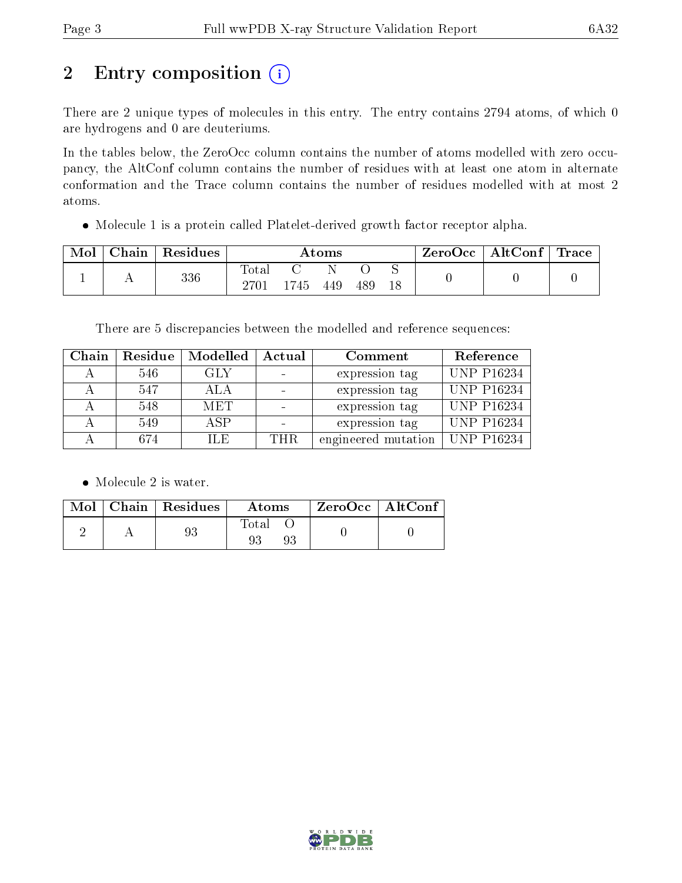# 2 Entry composition

There are 2 unique types of molecules in this entry. The entry contains 2794 atoms, of which 0 are hydrogens and 0 are deuteriums.

In the tables below, the ZeroOcc column contains the number of atoms modelled with zero occupancy, the AltConf column contains the number of residues with at least one atom in alternate conformation and the Trace column contains the number of residues modelled with at most 2 atoms.

- Molecule 1 is a protein called Platelet-derived growth factor receptor alpha.

| Mol | Chain | Residues | Atoms | | | | | ZeroOcc | AltConf | Trace |
|---|---|---|---|---|---|---|---|---|---|---|
| | | | Total | C | N | O | S | | | |
| 1 | A | 336 | 2701 | 1745 | 449 | 489 | 18 | 0 | 0 | 0 |

There are 5 discrepancies between the modelled and reference sequences:

| Chain | Residue | Modelled | Actual | Comment | Reference |
|---|---|---|---|---|---|
| A | 546 | GLY | - | expression tag | UNP P16234 |
| A | 547 | ALA | - | expression tag | UNP P16234 |
| A | 548 | MET | - | expression tag | UNP P16234 |
| A | 549 | ASP | - | expression tag | UNP P16234 |
| A | 674 | ILE | THR | engineered mutation | UNP P16234 |

- Molecule 2 is water.

| Mol | Chain | Residues | Atoms | | ZeroOcc | AltConf |
|---|---|---|---|---|---|---|
| | | | Total | O | | |
| 2 | A | 93 | 93 | 93 | 0 | 0 |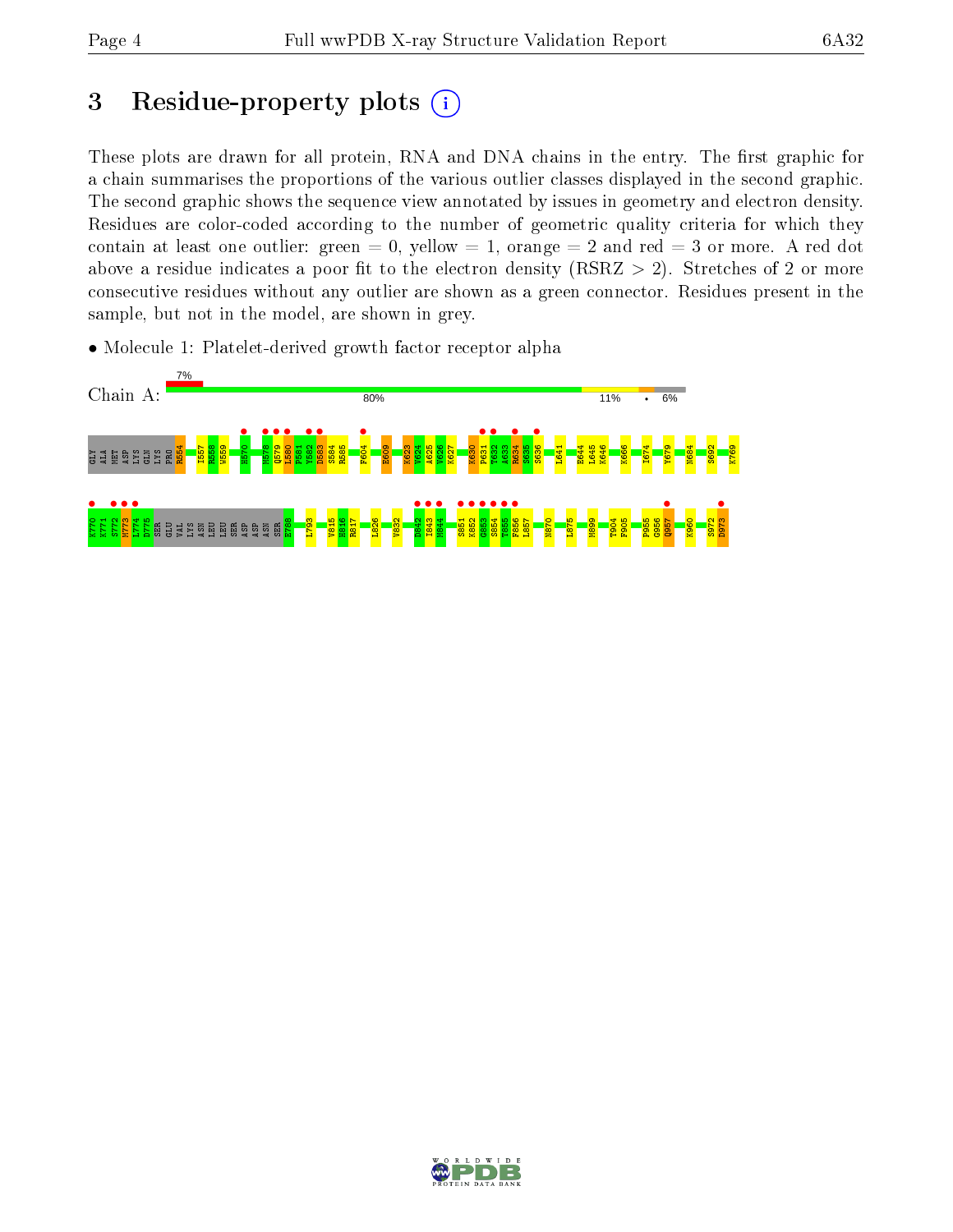# 3 Residue-property plots

These plots are drawn for all protein, RNA and DNA chains in the entry. The first graphic for a chain summarises the proportions of the various outlier classes displayed in the second graphic. The second graphic shows the sequence view annotated by issues in geometry and electron density. Residues are color-coded according to the number of geometric quality criteria for which they contain at least one outlier: green = 0, yellow = 1, orange = 2 and red = 3 or more. A red dot above a residue indicates a poor fit to the electron density (RSRZ > 2). Stretches of 2 or more consecutive residues without any outlier are shown as a green connector. Residues present in the sample, but not in the model, are shown in grey.

- Molecule 1: Platelet-derived growth factor receptor alpha

Chain A: 7% | 80% | 11% | • | 6%

GLY ALA MET ASP LYS GLN LYS PRO R554 I557 R558 W559 H570 M578 Q579 L580 P581 Y582 D583 S584 R585 F604 E609 K623 V624 A625 V626 K627 K630 P631 T632 A633 R634 S635 S636 L641 E644 L645 K646 K666 I674 Y679 N684 S692 K769

K770 K771 S772 M773 L774 D775 SER GLU VAL LYS ASN LEU LEU SER ASP ASP ASN SER E788 L793 V815 H816 R817 L826 V832 D842 I843 M844 S851 K852 G853 S854 T855 F856 L857 N870 L875 M899 T904 F905 P955 G956 Q957 K960 S972 D973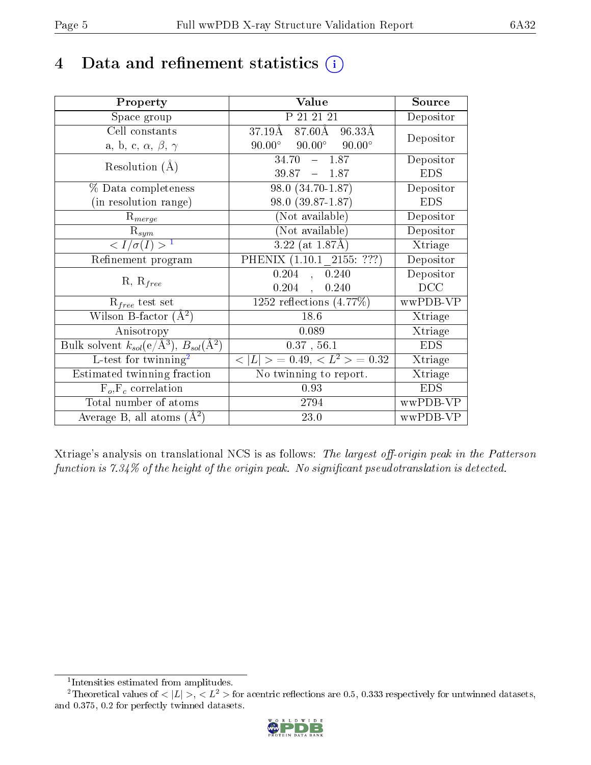# 4 Data and refinement statistics (i)

| Property | Value | Source |
|---|---|---|
| Space group | P 21 21 21 | Depositor |
| Cell constants<br>a, b, c, $\alpha$, $\beta$, $\gamma$ | 37.19Å 87.60Å 96.33Å<br>90.00° 90.00° 90.00° | Depositor |
| Resolution (Å) | 34.70 – 1.87<br>39.87 – 1.87 | Depositor<br>EDS |
| % Data completeness<br>(in resolution range) | 98.0 (34.70-1.87)<br>98.0 (39.87-1.87) | Depositor<br>EDS |
| $R_{merge}$ | (Not available) | Depositor |
| $R_{sym}$ | (Not available) | Depositor |
| $< I/\sigma(I) >$ [1] | 3.22 (at 1.87Å) | Xtriage |
| Refinement program | PHENIX (1.10.1_2155: ???) | Depositor |
| R, $R_{free}$ | 0.204 , 0.240<br>0.204 , 0.240 | Depositor<br>DCC |
| $R_{free}$ test set | 1252 reflections (4.77%) | wwPDB-VP |
| Wilson B-factor (Å$^2$) | 18.6 | Xtriage |
| Anisotropy | 0.089 | Xtriage |
| Bulk solvent $k_{sol}$(e/Å$^3$), $B_{sol}$(Å$^2$) | 0.37 , 56.1 | EDS |
| L-test for twinning[2] | $< \|L\| > = 0.49$, $< L^2 > = 0.32$ | Xtriage |
| Estimated twinning fraction | No twinning to report. | Xtriage |
| $F_o$,$F_c$ correlation | 0.93 | EDS |
| Total number of atoms | 2794 | wwPDB-VP |
| Average B, all atoms (Å$^2$) | 23.0 | wwPDB-VP |

Xtriage's analysis on translational NCS is as follows: *The largest off-origin peak in the Patterson function is 7.34% of the height of the origin peak. No significant pseudotranslation is detected.*

[1] Intensities estimated from amplitudes.

[2] Theoretical values of $< |L| >$, $< L^2 >$ for acentric reflections are 0.5, 0.333 respectively for untwinned datasets, and 0.375, 0.2 for perfectly twinned datasets.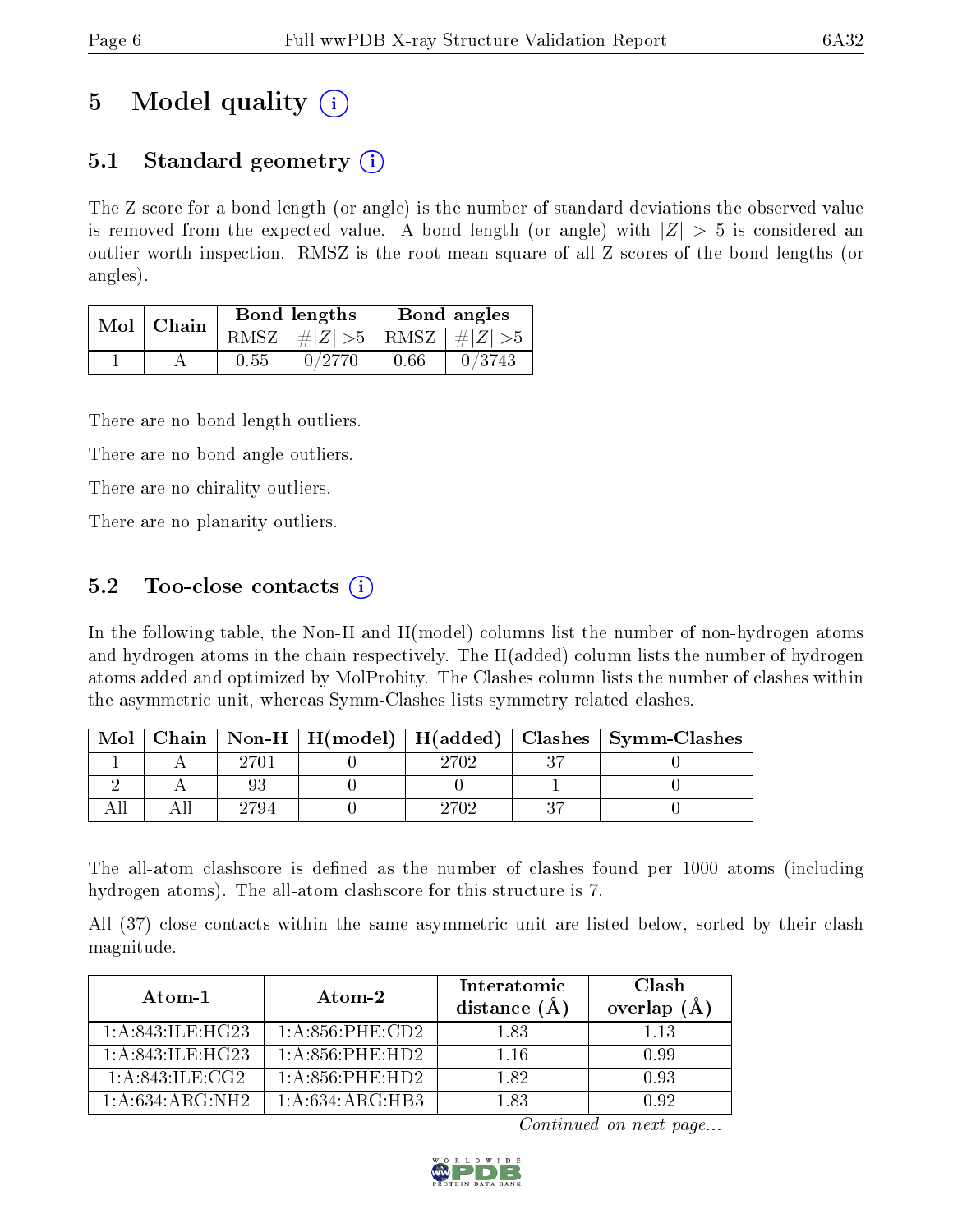# 5 Model quality (i)

## 5.1 Standard geometry (i)

The Z score for a bond length (or angle) is the number of standard deviations the observed value is removed from the expected value. A bond length (or angle) with $|Z| > 5$ is considered an outlier worth inspection. RMSZ is the root-mean-square of all Z scores of the bond lengths (or angles).

| Mol | Chain | Bond lengths | | Bond angles | |
|---|---|---|---|---|---|
| | | RMSZ | $\#\|Z\| > 5$ | RMSZ | $\#\|Z\| > 5$ |
| 1 | A | 0.55 | 0/2770 | 0.66 | 0/3743 |

There are no bond length outliers.

There are no bond angle outliers.

There are no chirality outliers.

There are no planarity outliers.

## 5.2 Too-close contacts (i)

In the following table, the Non-H and H(model) columns list the number of non-hydrogen atoms and hydrogen atoms in the chain respectively. The H(added) column lists the number of hydrogen atoms added and optimized by MolProbity. The Clashes column lists the number of clashes within the asymmetric unit, whereas Symm-Clashes lists symmetry related clashes.

| Mol | Chain | Non-H | H(model) | H(added) | Clashes | Symm-Clashes |
|---|---|---|---|---|---|---|
| 1 | A | 2701 | 0 | 2702 | 37 | 0 |
| 2 | A | 93 | 0 | 0 | 1 | 0 |
| All | All | 2794 | 0 | 2702 | 37 | 0 |

The all-atom clashscore is defined as the number of clashes found per 1000 atoms (including hydrogen atoms). The all-atom clashscore for this structure is 7.

All (37) close contacts within the same asymmetric unit are listed below, sorted by their clash magnitude.

| Atom-1 | Atom-2 | Interatomic distance (Å) | Clash overlap (Å) |
|---|---|---|---|
| 1:A:843:ILE:HG23 | 1:A:856:PHE:CD2 | 1.83 | 1.13 |
| 1:A:843:ILE:HG23 | 1:A:856:PHE:HD2 | 1.16 | 0.99 |
| 1:A:843:ILE:CG2 | 1:A:856:PHE:HD2 | 1.82 | 0.93 |
| 1:A:634:ARG:NH2 | 1:A:634:ARG:HB3 | 1.83 | 0.92 |

*Continued on next page...*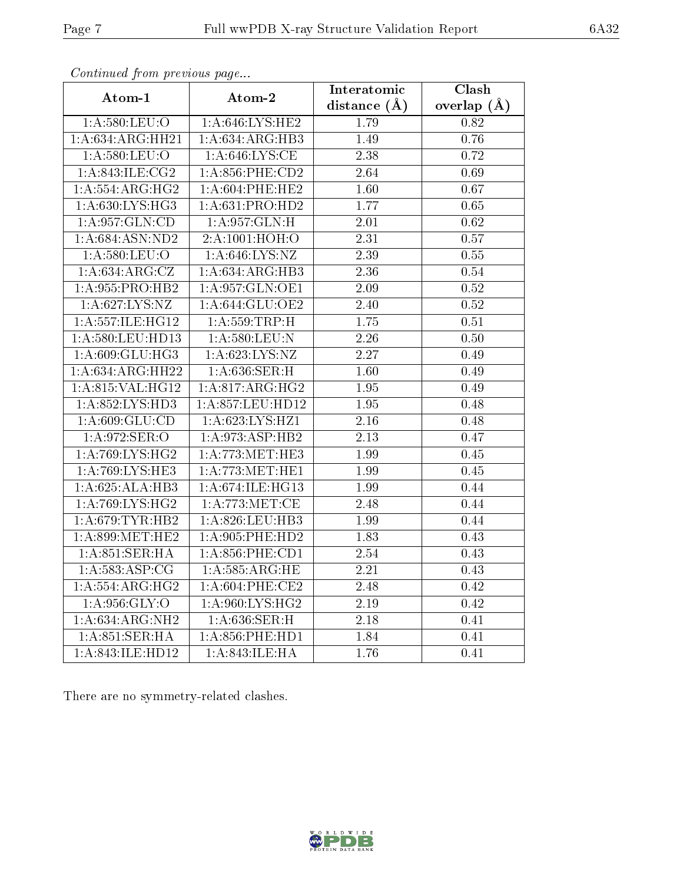*Continued from previous page...*

| Atom-1 | Atom-2 | Interatomic distance (Å) | Clash overlap (Å) |
|---|---|---|---|
| 1:A:580:LEU:O | 1:A:646:LYS:HE2 | 1.79 | 0.82 |
| 1:A:634:ARG:HH21 | 1:A:634:ARG:HB3 | 1.49 | 0.76 |
| 1:A:580:LEU:O | 1:A:646:LYS:CE | 2.38 | 0.72 |
| 1:A:843:ILE:CG2 | 1:A:856:PHE:CD2 | 2.64 | 0.69 |
| 1:A:554:ARG:HG2 | 1:A:604:PHE:HE2 | 1.60 | 0.67 |
| 1:A:630:LYS:HG3 | 1:A:631:PRO:HD2 | 1.77 | 0.65 |
| 1:A:957:GLN:CD | 1:A:957:GLN:H | 2.01 | 0.62 |
| 1:A:684:ASN:ND2 | 2:A:1001:HOH:O | 2.31 | 0.57 |
| 1:A:580:LEU:O | 1:A:646:LYS:NZ | 2.39 | 0.55 |
| 1:A:634:ARG:CZ | 1:A:634:ARG:HB3 | 2.36 | 0.54 |
| 1:A:955:PRO:HB2 | 1:A:957:GLN:OE1 | 2.09 | 0.52 |
| 1:A:627:LYS:NZ | 1:A:644:GLU:OE2 | 2.40 | 0.52 |
| 1:A:557:ILE:HG12 | 1:A:559:TRP:H | 1.75 | 0.51 |
| 1:A:580:LEU:HD13 | 1:A:580:LEU:N | 2.26 | 0.50 |
| 1:A:609:GLU:HG3 | 1:A:623:LYS:NZ | 2.27 | 0.49 |
| 1:A:634:ARG:HH22 | 1:A:636:SER:H | 1.60 | 0.49 |
| 1:A:815:VAL:HG12 | 1:A:817:ARG:HG2 | 1.95 | 0.49 |
| 1:A:852:LYS:HD3 | 1:A:857:LEU:HD12 | 1.95 | 0.48 |
| 1:A:609:GLU:CD | 1:A:623:LYS:HZ1 | 2.16 | 0.48 |
| 1:A:972:SER:O | 1:A:973:ASP:HB2 | 2.13 | 0.47 |
| 1:A:769:LYS:HG2 | 1:A:773:MET:HE3 | 1.99 | 0.45 |
| 1:A:769:LYS:HE3 | 1:A:773:MET:HE1 | 1.99 | 0.45 |
| 1:A:625:ALA:HB3 | 1:A:674:ILE:HG13 | 1.99 | 0.44 |
| 1:A:769:LYS:HG2 | 1:A:773:MET:CE | 2.48 | 0.44 |
| 1:A:679:TYR:HB2 | 1:A:826:LEU:HB3 | 1.99 | 0.44 |
| 1:A:899:MET:HE2 | 1:A:905:PHE:HD2 | 1.83 | 0.43 |
| 1:A:851:SER:HA | 1:A:856:PHE:CD1 | 2.54 | 0.43 |
| 1:A:583:ASP:CG | 1:A:585:ARG:HE | 2.21 | 0.43 |
| 1:A:554:ARG:HG2 | 1:A:604:PHE:CE2 | 2.48 | 0.42 |
| 1:A:956:GLY:O | 1:A:960:LYS:HG2 | 2.19 | 0.42 |
| 1:A:634:ARG:NH2 | 1:A:636:SER:H | 2.18 | 0.41 |
| 1:A:851:SER:HA | 1:A:856:PHE:HD1 | 1.84 | 0.41 |
| 1:A:843:ILE:HD12 | 1:A:843:ILE:HA | 1.76 | 0.41 |

There are no symmetry-related clashes.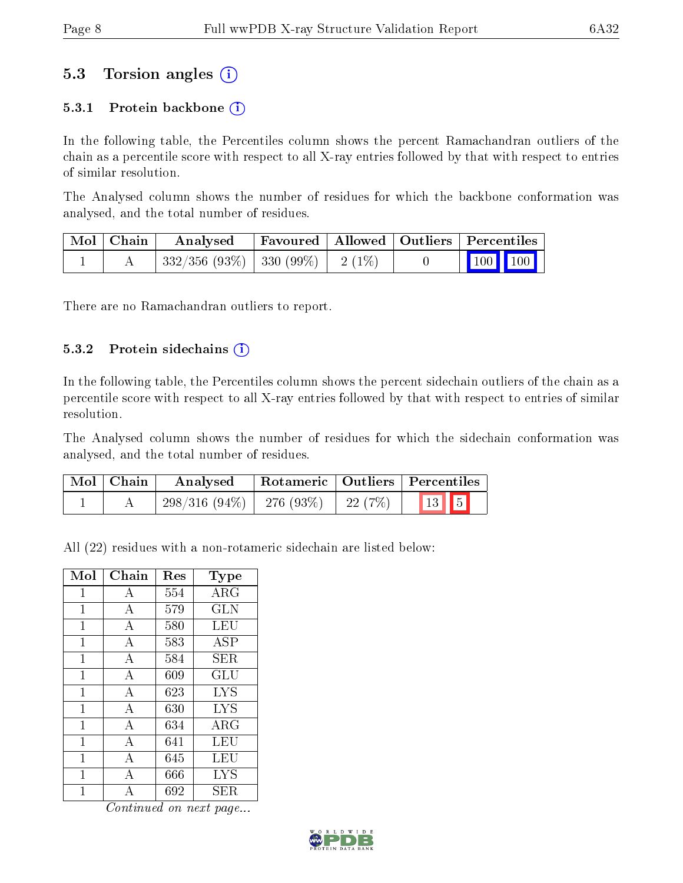## 5.3 Torsion angles (i)

### 5.3.1 Protein backbone (i)

In the following table, the Percentiles column shows the percent Ramachandran outliers of the chain as a percentile score with respect to all X-ray entries followed by that with respect to entries of similar resolution.

The Analysed column shows the number of residues for which the backbone conformation was analysed, and the total number of residues.

| Mol | Chain | Analysed | Favoured | Allowed | Outliers | Percentiles | |
|---|---|---|---|---|---|---|---|
| 1 | A | 332/356 (93%) | 330 (99%) | 2 (1%) | 0 | 100 | 100 |

There are no Ramachandran outliers to report.

### 5.3.2 Protein sidechains (i)

In the following table, the Percentiles column shows the percent sidechain outliers of the chain as a percentile score with respect to all X-ray entries followed by that with respect to entries of similar resolution.

The Analysed column shows the number of residues for which the sidechain conformation was analysed, and the total number of residues.

| Mol | Chain | Analysed | Rotameric | Outliers | Percentiles | |
|---|---|---|---|---|---|---|
| 1 | A | 298/316 (94%) | 276 (93%) | 22 (7%) | 13 | 5 |

All (22) residues with a non-rotameric sidechain are listed below:

| Mol | Chain | Res | Type |
|---|---|---|---|
| 1 | A | 554 | ARG |
| 1 | A | 579 | GLN |
| 1 | A | 580 | LEU |
| 1 | A | 583 | ASP |
| 1 | A | 584 | SER |
| 1 | A | 609 | GLU |
| 1 | A | 623 | LYS |
| 1 | A | 630 | LYS |
| 1 | A | 634 | ARG |
| 1 | A | 641 | LEU |
| 1 | A | 645 | LEU |
| 1 | A | 666 | LYS |
| 1 | A | 692 | SER |

*Continued on next page...*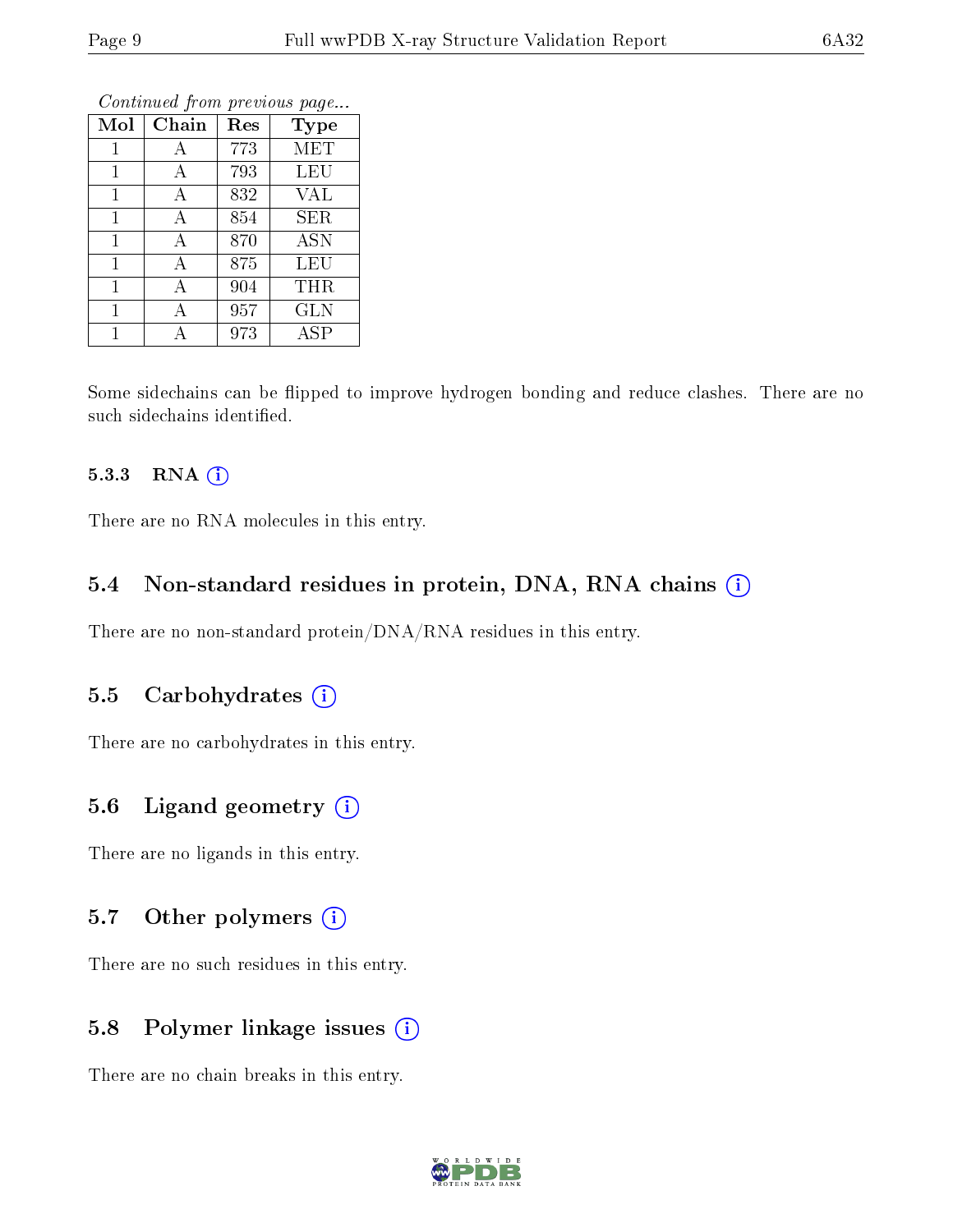*Continued from previous page...*

| Mol | Chain | Res | Type |
|---|---|---|---|
| 1 | A | 773 | MET |
| 1 | A | 793 | LEU |
| 1 | A | 832 | VAL |
| 1 | A | 854 | SER |
| 1 | A | 870 | ASN |
| 1 | A | 875 | LEU |
| 1 | A | 904 | THR |
| 1 | A | 957 | GLN |
| 1 | A | 973 | ASP |

Some sidechains can be flipped to improve hydrogen bonding and reduce clashes. There are no such sidechains identified.

#### 5.3.3 RNA

There are no RNA molecules in this entry.

### 5.4 Non-standard residues in protein, DNA, RNA chains

There are no non-standard protein/DNA/RNA residues in this entry.

### 5.5 Carbohydrates

There are no carbohydrates in this entry.

### 5.6 Ligand geometry

There are no ligands in this entry.

### 5.7 Other polymers

There are no such residues in this entry.

### 5.8 Polymer linkage issues

There are no chain breaks in this entry.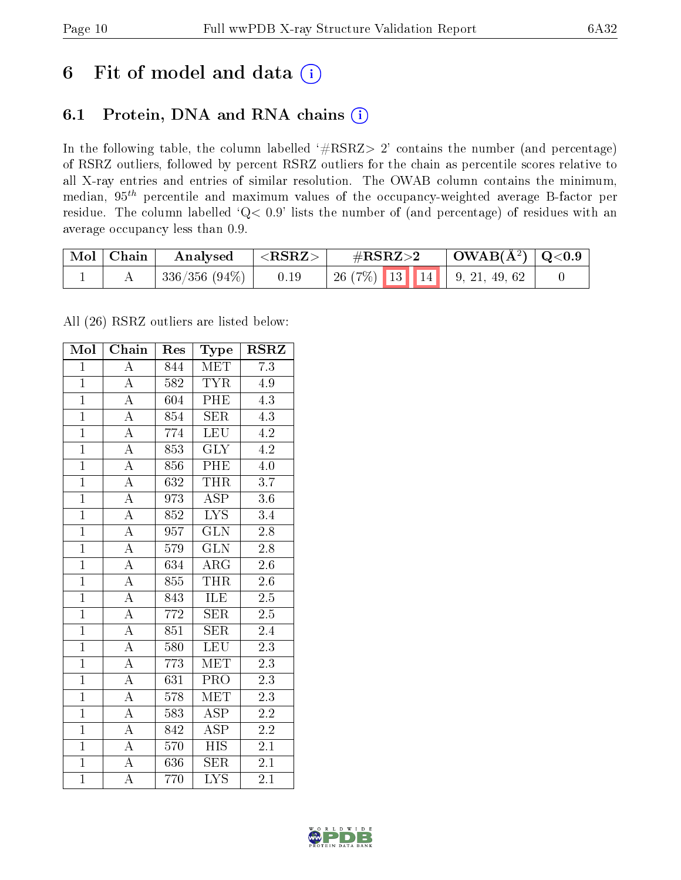# 6 Fit of model and data

## 6.1 Protein, DNA and RNA chains

In the following table, the column labelled '#RSRZ> 2' contains the number (and percentage) of RSRZ outliers, followed by percent RSRZ outliers for the chain as percentile scores relative to all X-ray entries and entries of similar resolution. The OWAB column contains the minimum, median, $95^{th}$ percentile and maximum values of the occupancy-weighted average B-factor per residue. The column labelled 'Q< 0.9' lists the number of (and percentage) of residues with an average occupancy less than 0.9.

| Mol | Chain | Analysed | <RSRZ> | #RSRZ>2 | OWAB(Å$^2$) | Q<0.9 |
|---|---|---|---|---|---|---|
| 1 | A | 336/356 (94%) | 0.19 | 26 (7%) 13 14 | 9, 21, 49, 62 | 0 |

All (26) RSRZ outliers are listed below:

| Mol | Chain | Res | Type | RSRZ |
|---|---|---|---|---|
| 1 | A | 844 | MET | 7.3 |
| 1 | A | 582 | TYR | 4.9 |
| 1 | A | 604 | PHE | 4.3 |
| 1 | A | 854 | SER | 4.3 |
| 1 | A | 774 | LEU | 4.2 |
| 1 | A | 853 | GLY | 4.2 |
| 1 | A | 856 | PHE | 4.0 |
| 1 | A | 632 | THR | 3.7 |
| 1 | A | 973 | ASP | 3.6 |
| 1 | A | 852 | LYS | 3.4 |
| 1 | A | 957 | GLN | 2.8 |
| 1 | A | 579 | GLN | 2.8 |
| 1 | A | 634 | ARG | 2.6 |
| 1 | A | 855 | THR | 2.6 |
| 1 | A | 843 | ILE | 2.5 |
| 1 | A | 772 | SER | 2.5 |
| 1 | A | 851 | SER | 2.4 |
| 1 | A | 580 | LEU | 2.3 |
| 1 | A | 773 | MET | 2.3 |
| 1 | A | 631 | PRO | 2.3 |
| 1 | A | 578 | MET | 2.3 |
| 1 | A | 583 | ASP | 2.2 |
| 1 | A | 842 | ASP | 2.2 |
| 1 | A | 570 | HIS | 2.1 |
| 1 | A | 636 | SER | 2.1 |
| 1 | A | 770 | LYS | 2.1 |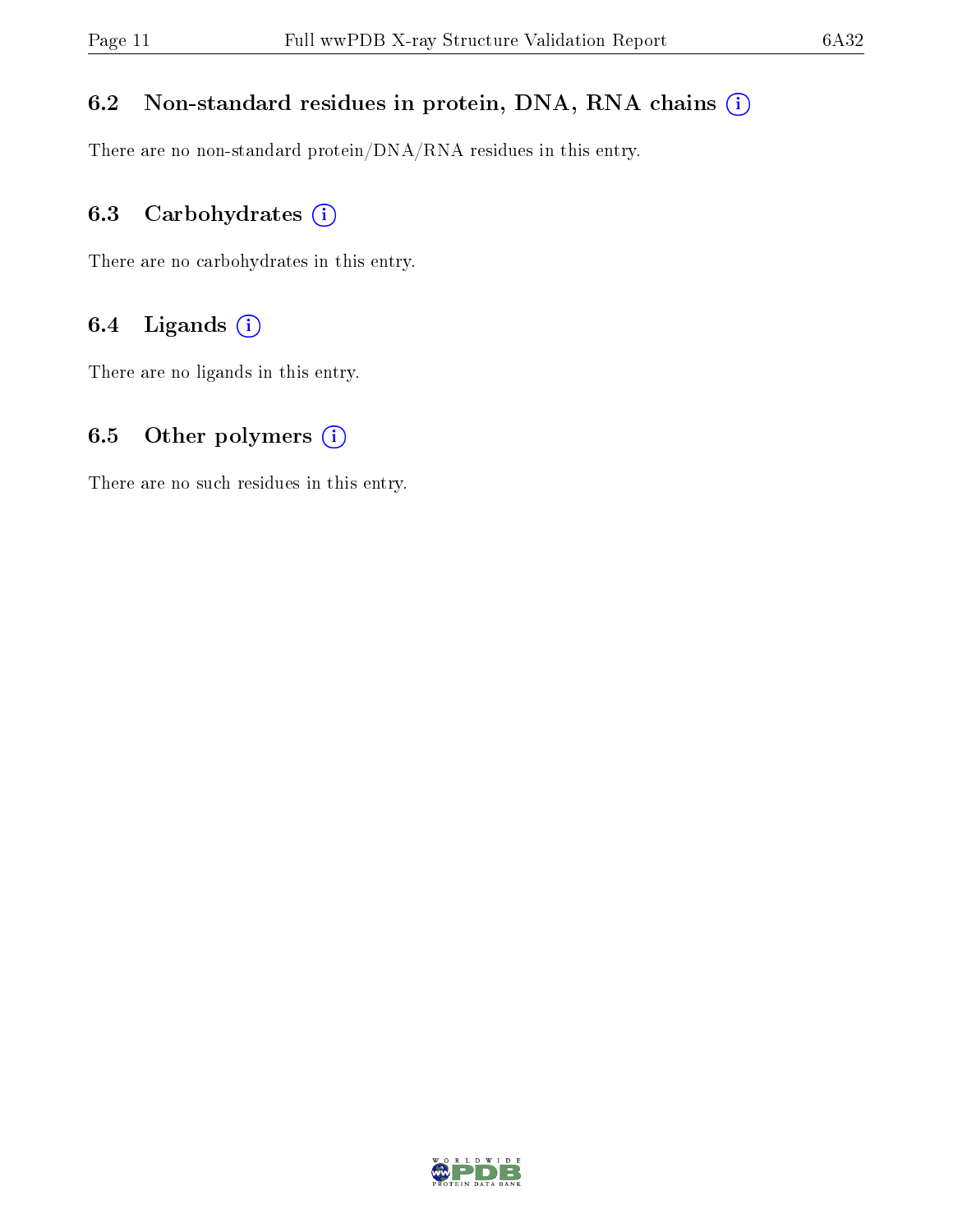### 6.2 Non-standard residues in protein, DNA, RNA chains

There are no non-standard protein/DNA/RNA residues in this entry.

### 6.3 Carbohydrates

There are no carbohydrates in this entry.

### 6.4 Ligands

There are no ligands in this entry.

### 6.5 Other polymers

There are no such residues in this entry.